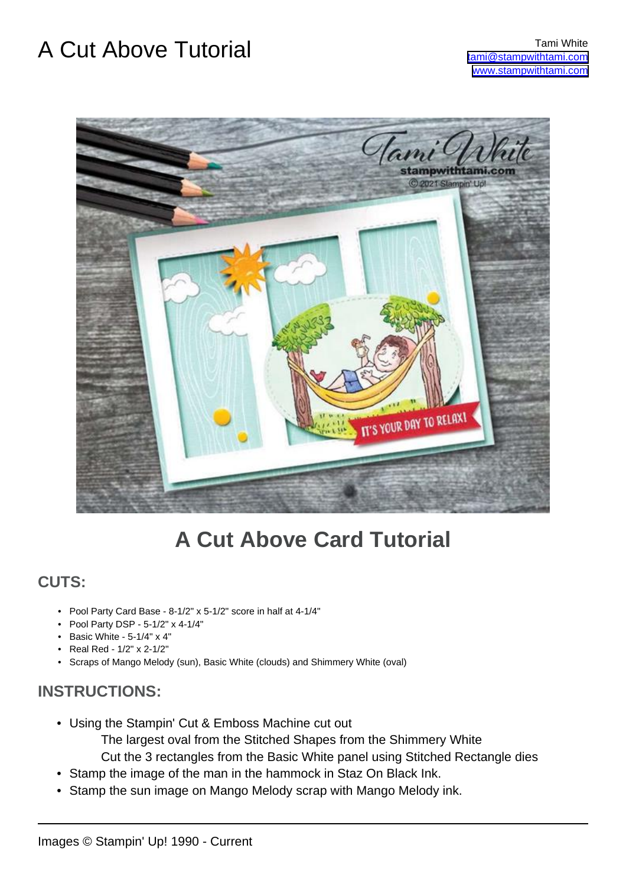# A Cut Above Tutorial

Tami White
tami@stampwithtami.com
www.stampwithtami.com

## A Cut Above Card Tutorial

### CUTS:

- Pool Party Card Base - 8-1/2" x 5-1/2" score in half at 4-1/4"
- Pool Party DSP - 5-1/2" x 4-1/4"
- Basic White - 5-1/4" x 4"
- Real Red - 1/2" x 2-1/2"
- Scraps of Mango Melody (sun), Basic White (clouds) and Shimmery White (oval)

### INSTRUCTIONS:

- Using the Stampin' Cut & Emboss Machine cut out
  - The largest oval from the Stitched Shapes from the Shimmery White
  - Cut the 3 rectangles from the Basic White panel using Stitched Rectangle dies
- Stamp the image of the man in the hammock in Staz On Black Ink.
- Stamp the sun image on Mango Melody scrap with Mango Melody ink.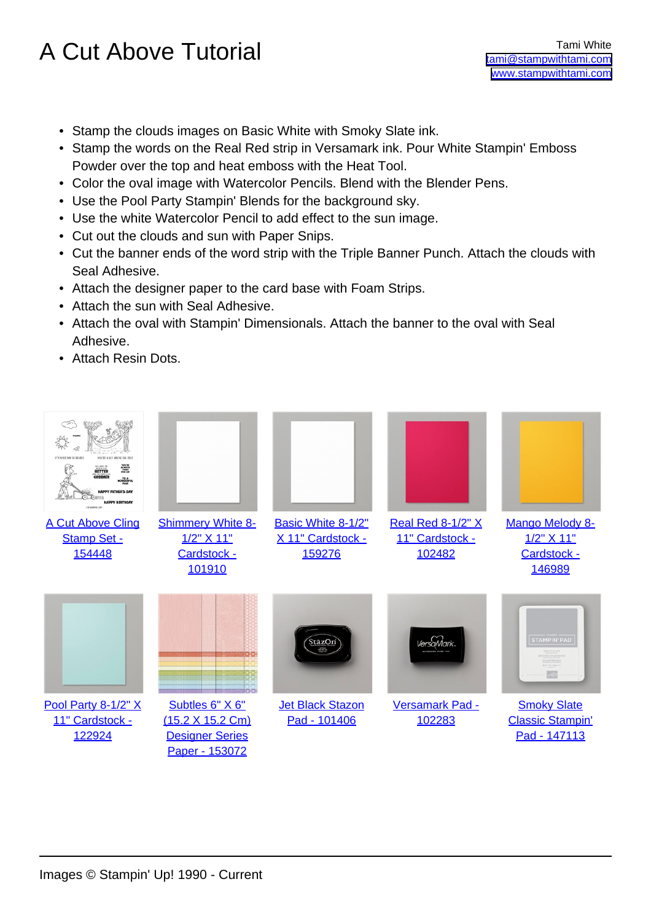# A Cut Above Tutorial

Tami White
tami@stampwithtami.com
www.stampwithtami.com

- Stamp the clouds images on Basic White with Smoky Slate ink.
- Stamp the words on the Real Red strip in Versamark ink. Pour White Stampin' Emboss Powder over the top and heat emboss with the Heat Tool.
- Color the oval image with Watercolor Pencils. Blend with the Blender Pens.
- Use the Pool Party Stampin' Blends for the background sky.
- Use the white Watercolor Pencil to add effect to the sun image.
- Cut out the clouds and sun with Paper Snips.
- Cut the banner ends of the word strip with the Triple Banner Punch. Attach the clouds with Seal Adhesive.
- Attach the designer paper to the card base with Foam Strips.
- Attach the sun with Seal Adhesive.
- Attach the oval with Stampin' Dimensionals. Attach the banner to the oval with Seal Adhesive.
- Attach Resin Dots.

A Cut Above Cling Stamp Set - 154448

Shimmery White 8-1/2" X 11" Cardstock - 101910

Basic White 8-1/2" X 11" Cardstock - 159276

Real Red 8-1/2" X 11" Cardstock - 102482

Mango Melody 8-1/2" X 11" Cardstock - 146989

Pool Party 8-1/2" X 11" Cardstock - 122924

Subtles 6" X 6" (15.2 X 15.2 Cm) Designer Series Paper - 153072

Jet Black Stazon Pad - 101406

Versamark Pad - 102283

Smoky Slate Classic Stampin' Pad - 147113

Images © Stampin' Up! 1990 - Current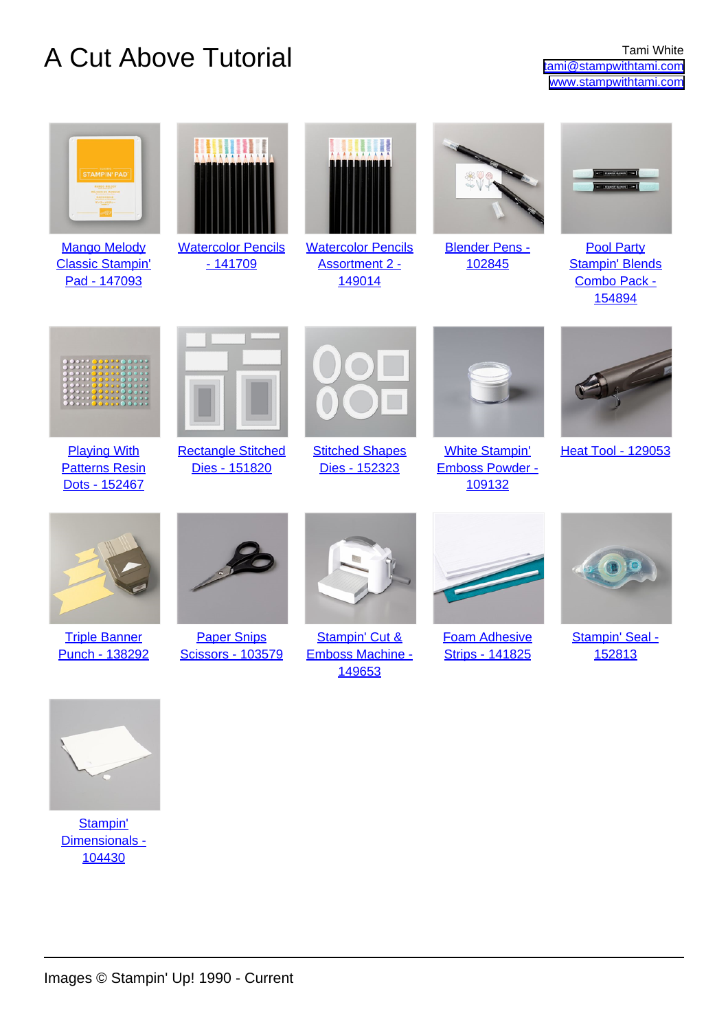# A Cut Above Tutorial

Tami White
tami@stampwithtami.com
www.stampwithtami.com

Mango Melody Classic Stampin' Pad - 147093

Watercolor Pencils - 141709

Watercolor Pencils Assortment 2 - 149014

Blender Pens - 102845

Pool Party Stampin' Blends Combo Pack - 154894

Playing With Patterns Resin Dots - 152467

Rectangle Stitched Dies - 151820

Stitched Shapes Dies - 152323

White Stampin' Emboss Powder - 109132

Heat Tool - 129053

Triple Banner Punch - 138292

Paper Snips Scissors - 103579

Stampin' Cut & Emboss Machine - 149653

Foam Adhesive Strips - 141825

Stampin' Seal - 152813

Stampin' Dimensionals - 104430

Images © Stampin' Up! 1990 - Current